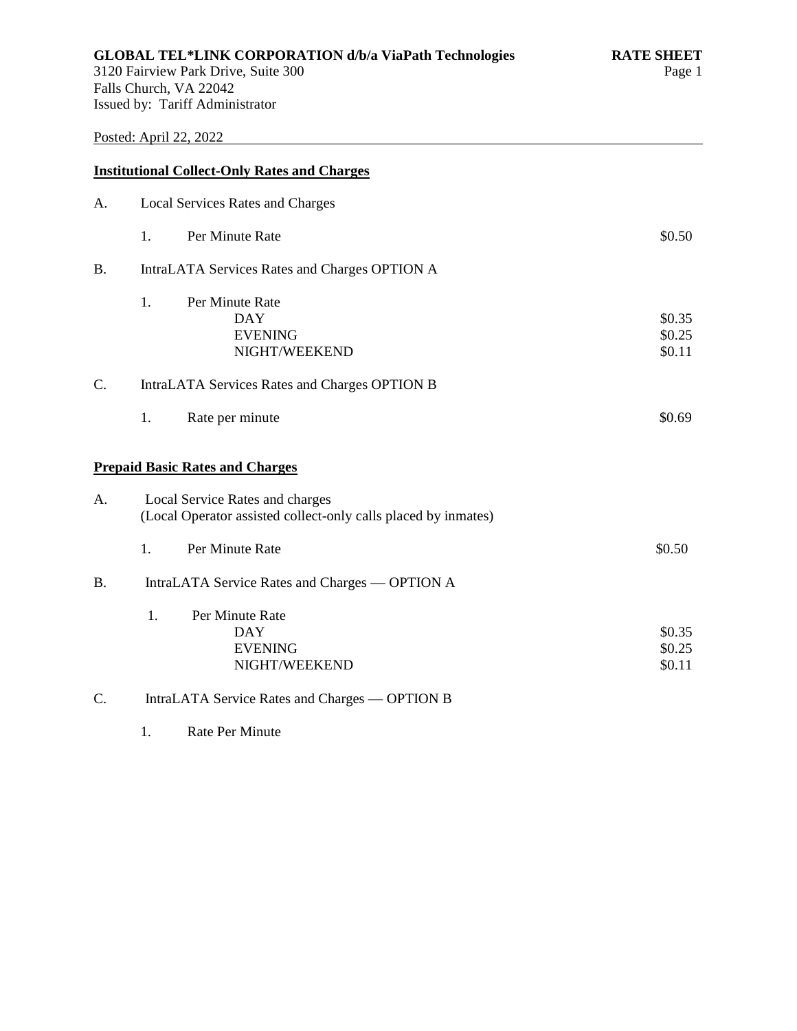**GLOBAL TEL*LINK CORPORATION d/b/a ViaPath Technologies** — **RATE SHEET**

3120 Fairview Park Drive, Suite 300
Falls Church, VA 22042
Issued by: Tariff Administrator

Posted: April 22, 2022

## Institutional Collect-Only Rates and Charges

A. Local Services Rates and Charges

| | | |
|---|---|---|
| 1. | Per Minute Rate | $0.50 |

B. IntraLATA Services Rates and Charges OPTION A

| | | |
|---|---|---|
| 1. | Per Minute Rate | |
| | DAY | $0.35 |
| | EVENING | $0.25 |
| | NIGHT/WEEKEND | $0.11 |

C. IntraLATA Services Rates and Charges OPTION B

| | | |
|---|---|---|
| 1. | Rate per minute | $0.69 |

## Prepaid Basic Rates and Charges

A. Local Service Rates and charges
(Local Operator assisted collect-only calls placed by inmates)

| | | |
|---|---|---|
| 1. | Per Minute Rate | $0.50 |

B. IntraLATA Service Rates and Charges — OPTION A

| | | |
|---|---|---|
| 1. | Per Minute Rate | |
| | DAY | $0.35 |
| | EVENING | $0.25 |
| | NIGHT/WEEKEND | $0.11 |

C. IntraLATA Service Rates and Charges — OPTION B

1. Rate Per Minute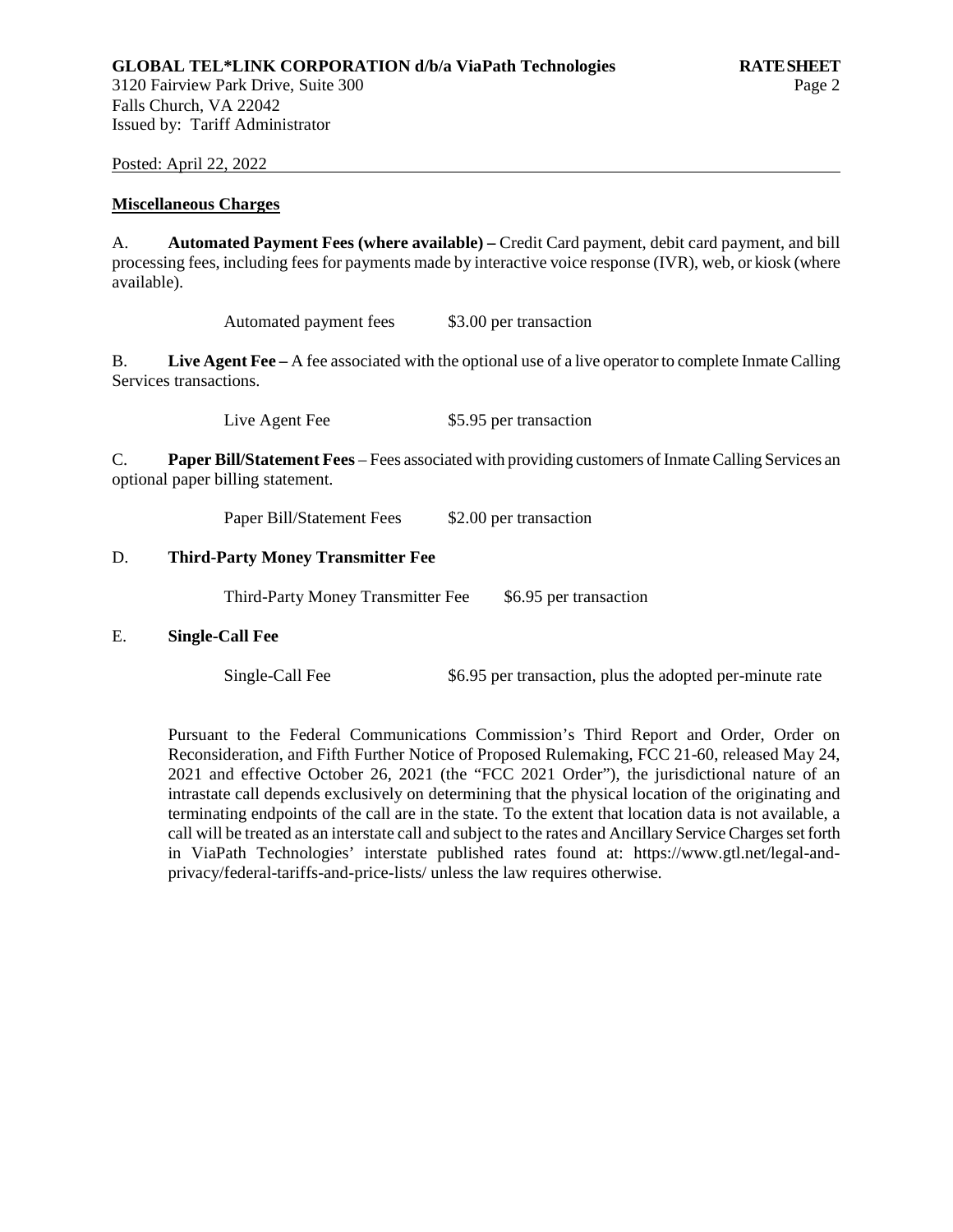Posted: April 22, 2022

## Miscellaneous Charges

A. **Automated Payment Fees (where available) –** Credit Card payment, debit card payment, and bill processing fees, including fees for payments made by interactive voice response (IVR), web, or kiosk (where available).

| | |
|---|---|
| Automated payment fees | $3.00 per transaction |

B. **Live Agent Fee –** A fee associated with the optional use of a live operator to complete Inmate Calling Services transactions.

| | |
|---|---|
| Live Agent Fee | $5.95 per transaction |

C. **Paper Bill/Statement Fees** – Fees associated with providing customers of Inmate Calling Services an optional paper billing statement.

| | |
|---|---|
| Paper Bill/Statement Fees | $2.00 per transaction |

D. **Third-Party Money Transmitter Fee**

| | |
|---|---|
| Third-Party Money Transmitter Fee | $6.95 per transaction |

E. **Single-Call Fee**

| | |
|---|---|
| Single-Call Fee | $6.95 per transaction, plus the adopted per-minute rate |

Pursuant to the Federal Communications Commission's Third Report and Order, Order on Reconsideration, and Fifth Further Notice of Proposed Rulemaking, FCC 21-60, released May 24, 2021 and effective October 26, 2021 (the "FCC 2021 Order"), the jurisdictional nature of an intrastate call depends exclusively on determining that the physical location of the originating and terminating endpoints of the call are in the state. To the extent that location data is not available, a call will be treated as an interstate call and subject to the rates and Ancillary Service Charges set forth in ViaPath Technologies' interstate published rates found at: https://www.gtl.net/legal-and-privacy/federal-tariffs-and-price-lists/ unless the law requires otherwise.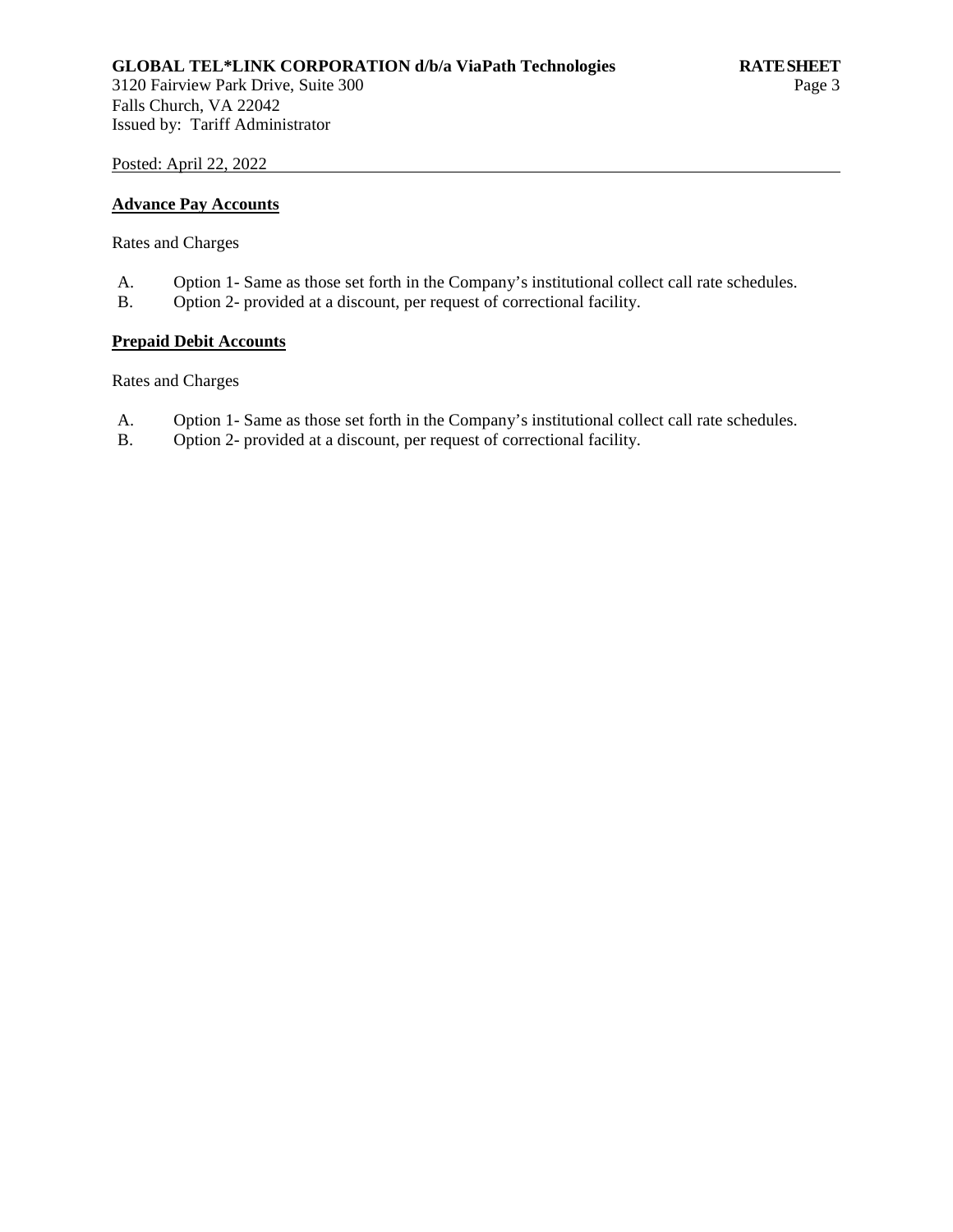Posted: April 22, 2022

**Advance Pay Accounts**

Rates and Charges

A. Option 1- Same as those set forth in the Company's institutional collect call rate schedules.
B. Option 2- provided at a discount, per request of correctional facility.

**Prepaid Debit Accounts**

Rates and Charges

A. Option 1- Same as those set forth in the Company's institutional collect call rate schedules.
B. Option 2- provided at a discount, per request of correctional facility.